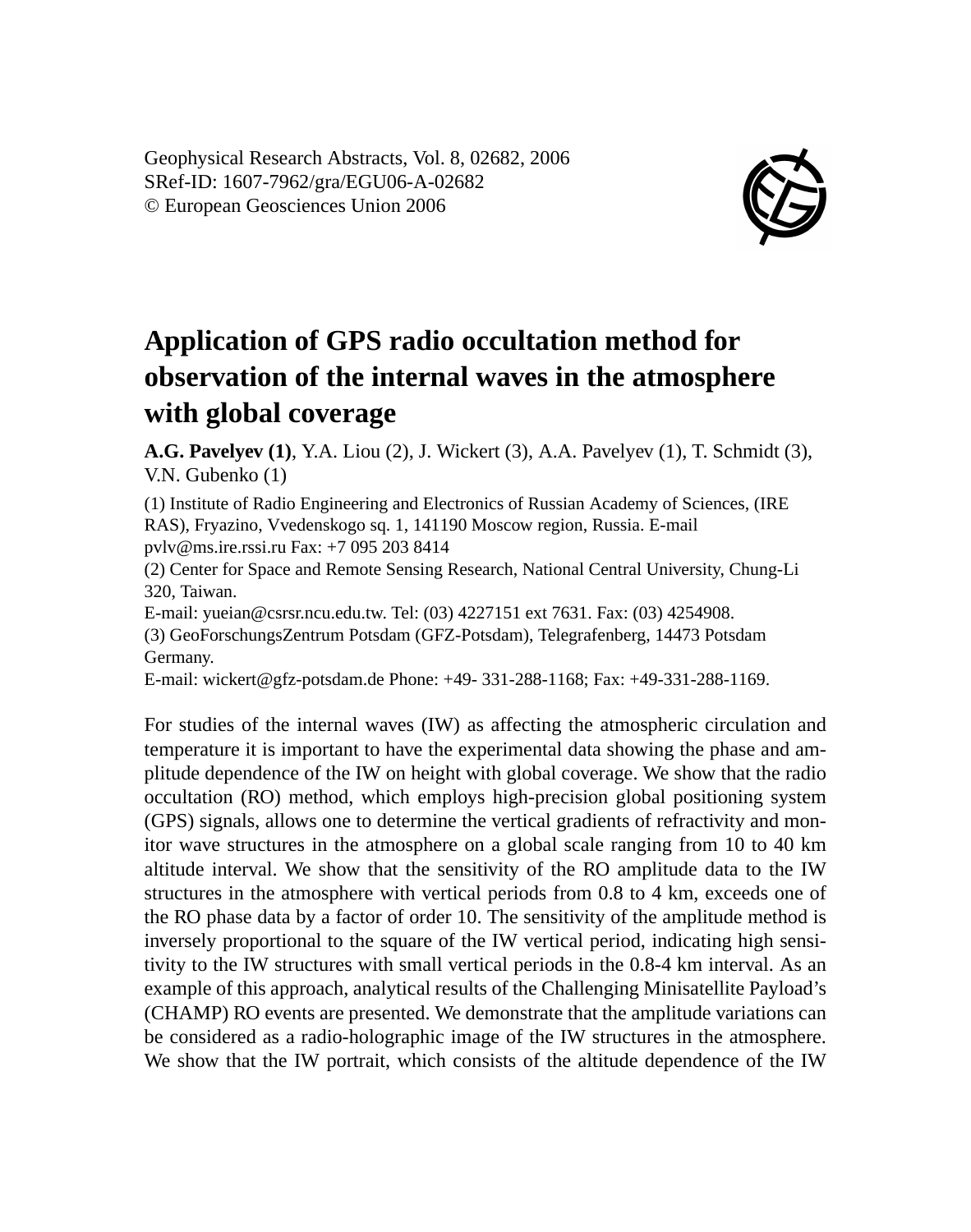Geophysical Research Abstracts, Vol. 8, 02682, 2006
SRef-ID: 1607-7962/gra/EGU06-A-02682
© European Geosciences Union 2006

# Application of GPS radio occultation method for observation of the internal waves in the atmosphere with global coverage

**A.G. Pavelyev (1)**, Y.A. Liou (2), J. Wickert (3), A.A. Pavelyev (1), T. Schmidt (3), V.N. Gubenko (1)

(1) Institute of Radio Engineering and Electronics of Russian Academy of Sciences, (IRE RAS), Fryazino, Vvedenskogo sq. 1, 141190 Moscow region, Russia. E-mail pvlv@ms.ire.rssi.ru Fax: +7 095 203 8414
(2) Center for Space and Remote Sensing Research, National Central University, Chung-Li 320, Taiwan.
E-mail: yueian@csrsr.ncu.edu.tw. Tel: (03) 4227151 ext 7631. Fax: (03) 4254908.
(3) GeoForschungsZentrum Potsdam (GFZ-Potsdam), Telegrafenberg, 14473 Potsdam Germany.
E-mail: wickert@gfz-potsdam.de Phone: +49- 331-288-1168; Fax: +49-331-288-1169.

For studies of the internal waves (IW) as affecting the atmospheric circulation and temperature it is important to have the experimental data showing the phase and amplitude dependence of the IW on height with global coverage. We show that the radio occultation (RO) method, which employs high-precision global positioning system (GPS) signals, allows one to determine the vertical gradients of refractivity and monitor wave structures in the atmosphere on a global scale ranging from 10 to 40 km altitude interval. We show that the sensitivity of the RO amplitude data to the IW structures in the atmosphere with vertical periods from 0.8 to 4 km, exceeds one of the RO phase data by a factor of order 10. The sensitivity of the amplitude method is inversely proportional to the square of the IW vertical period, indicating high sensitivity to the IW structures with small vertical periods in the 0.8-4 km interval. As an example of this approach, analytical results of the Challenging Minisatellite Payload's (CHAMP) RO events are presented. We demonstrate that the amplitude variations can be considered as a radio-holographic image of the IW structures in the atmosphere. We show that the IW portrait, which consists of the altitude dependence of the IW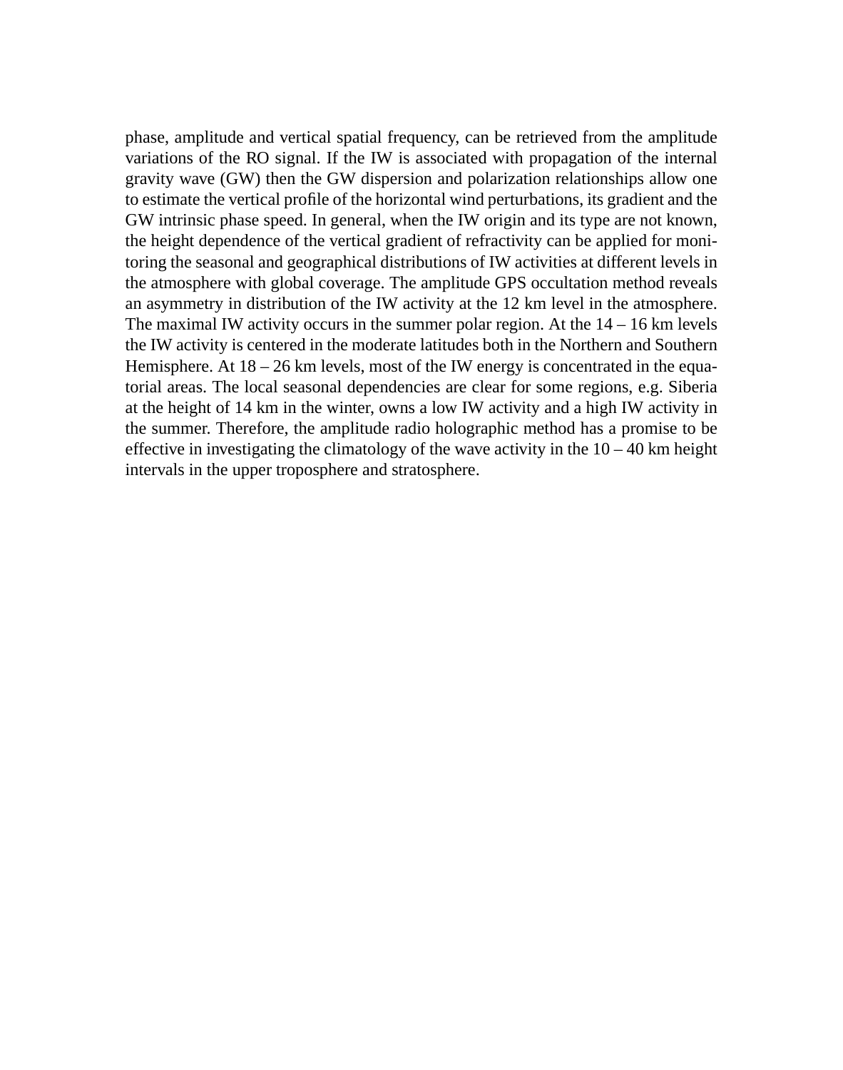phase, amplitude and vertical spatial frequency, can be retrieved from the amplitude variations of the RO signal. If the IW is associated with propagation of the internal gravity wave (GW) then the GW dispersion and polarization relationships allow one to estimate the vertical profile of the horizontal wind perturbations, its gradient and the GW intrinsic phase speed. In general, when the IW origin and its type are not known, the height dependence of the vertical gradient of refractivity can be applied for monitoring the seasonal and geographical distributions of IW activities at different levels in the atmosphere with global coverage. The amplitude GPS occultation method reveals an asymmetry in distribution of the IW activity at the 12 km level in the atmosphere. The maximal IW activity occurs in the summer polar region. At the 14 – 16 km levels the IW activity is centered in the moderate latitudes both in the Northern and Southern Hemisphere. At 18 – 26 km levels, most of the IW energy is concentrated in the equatorial areas. The local seasonal dependencies are clear for some regions, e.g. Siberia at the height of 14 km in the winter, owns a low IW activity and a high IW activity in the summer. Therefore, the amplitude radio holographic method has a promise to be effective in investigating the climatology of the wave activity in the 10 – 40 km height intervals in the upper troposphere and stratosphere.